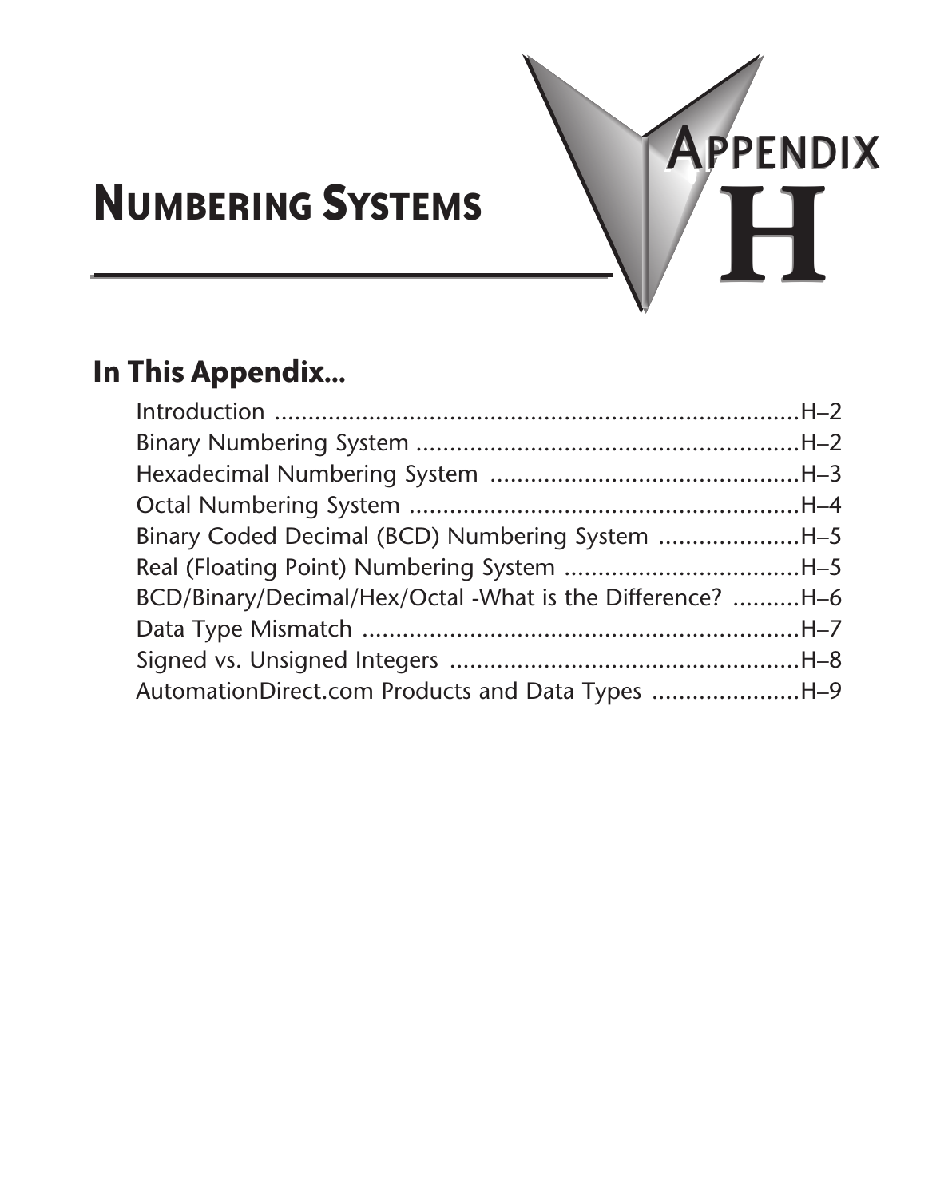# Numbering Systems

## Appendix H

## In This Appendix...

Introduction ....................................................................H–2
Binary Numbering System ..........................................................H–2
Hexadecimal Numbering System ..............................................H–3
Octal Numbering System ..........................................................H–4
Binary Coded Decimal (BCD) Numbering System .....................H–5
Real (Floating Point) Numbering System ...................................H–5
BCD/Binary/Decimal/Hex/Octal -What is the Difference? ..........H–6
Data Type Mismatch ..................................................................H–7
Signed vs. Unsigned Integers ....................................................H–8
AutomationDirect.com Products and Data Types ......................H–9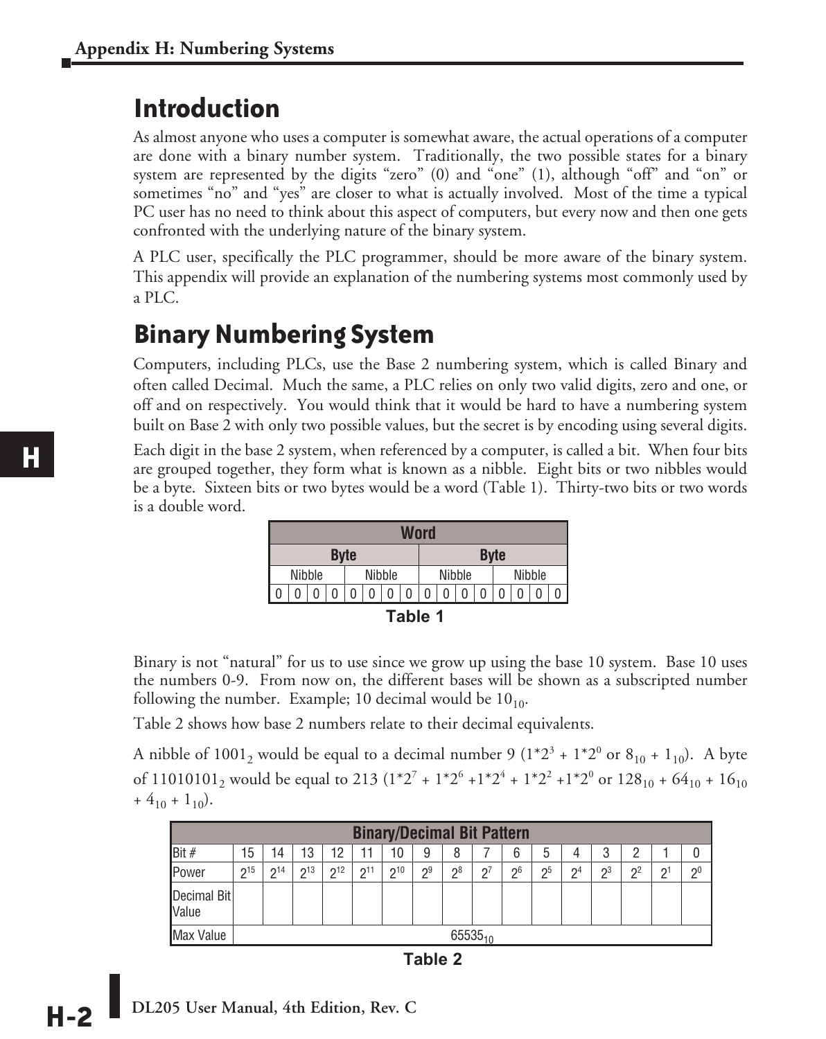# Introduction

As almost anyone who uses a computer is somewhat aware, the actual operations of a computer are done with a binary number system. Traditionally, the two possible states for a binary system are represented by the digits "zero" (0) and "one" (1), although "off" and "on" or sometimes "no" and "yes" are closer to what is actually involved. Most of the time a typical PC user has no need to think about this aspect of computers, but every now and then one gets confronted with the underlying nature of the binary system.

A PLC user, specifically the PLC programmer, should be more aware of the binary system. This appendix will provide an explanation of the numbering systems most commonly used by a PLC.

# Binary Numbering System

Computers, including PLCs, use the Base 2 numbering system, which is called Binary and often called Decimal. Much the same, a PLC relies on only two valid digits, zero and one, or off and on respectively. You would think that it would be hard to have a numbering system built on Base 2 with only two possible values, but the secret is by encoding using several digits.

Each digit in the base 2 system, when referenced by a computer, is called a bit. When four bits are grouped together, they form what is known as a nibble. Eight bits or two nibbles would be a byte. Sixteen bits or two bytes would be a word (Table 1). Thirty-two bits or two words is a double word.

| Word | | | | | | | | | | | | | | | |
|---|---|---|---|---|---|---|---|---|---|---|---|---|---|---|---|
| Byte | | | | | | | | Byte | | | | | | | |
| Nibble | | | | Nibble | | | | Nibble | | | | Nibble | | | |
| 0 | 0 | 0 | 0 | 0 | 0 | 0 | 0 | 0 | 0 | 0 | 0 | 0 | 0 | 0 | 0 |

**Table 1**

Binary is not "natural" for us to use since we grow up using the base 10 system. Base 10 uses the numbers 0-9. From now on, the different bases will be shown as a subscripted number following the number. Example; 10 decimal would be $10_{10}$.

Table 2 shows how base 2 numbers relate to their decimal equivalents.

A nibble of $1001_2$ would be equal to a decimal number 9 ($1*2^3 + 1*2^0$ or $8_{10} + 1_{10}$). A byte of $11010101_2$ would be equal to 213 ($1*2^7 + 1*2^6 + 1*2^4 + 1*2^2 + 1*2^0$ or $128_{10} + 64_{10} + 16_{10} + 4_{10} + 1_{10}$).

| Binary/Decimal Bit Pattern | | | | | | | | | | | | | | | | |
|---|---|---|---|---|---|---|---|---|---|---|---|---|---|---|---|---|
| Bit # | 15 | 14 | 13 | 12 | 11 | 10 | 9 | 8 | 7 | 6 | 5 | 4 | 3 | 2 | 1 | 0 |
| Power | $2^{15}$ | $2^{14}$ | $2^{13}$ | $2^{12}$ | $2^{11}$ | $2^{10}$ | $2^9$ | $2^8$ | $2^7$ | $2^6$ | $2^5$ | $2^4$ | $2^3$ | $2^2$ | $2^1$ | $2^0$ |
| Decimal Bit Value | | | | | | | | | | | | | | | | |
| Max Value | $65535_{10}$ | | | | | | | | | | | | | | | |

**Table 2**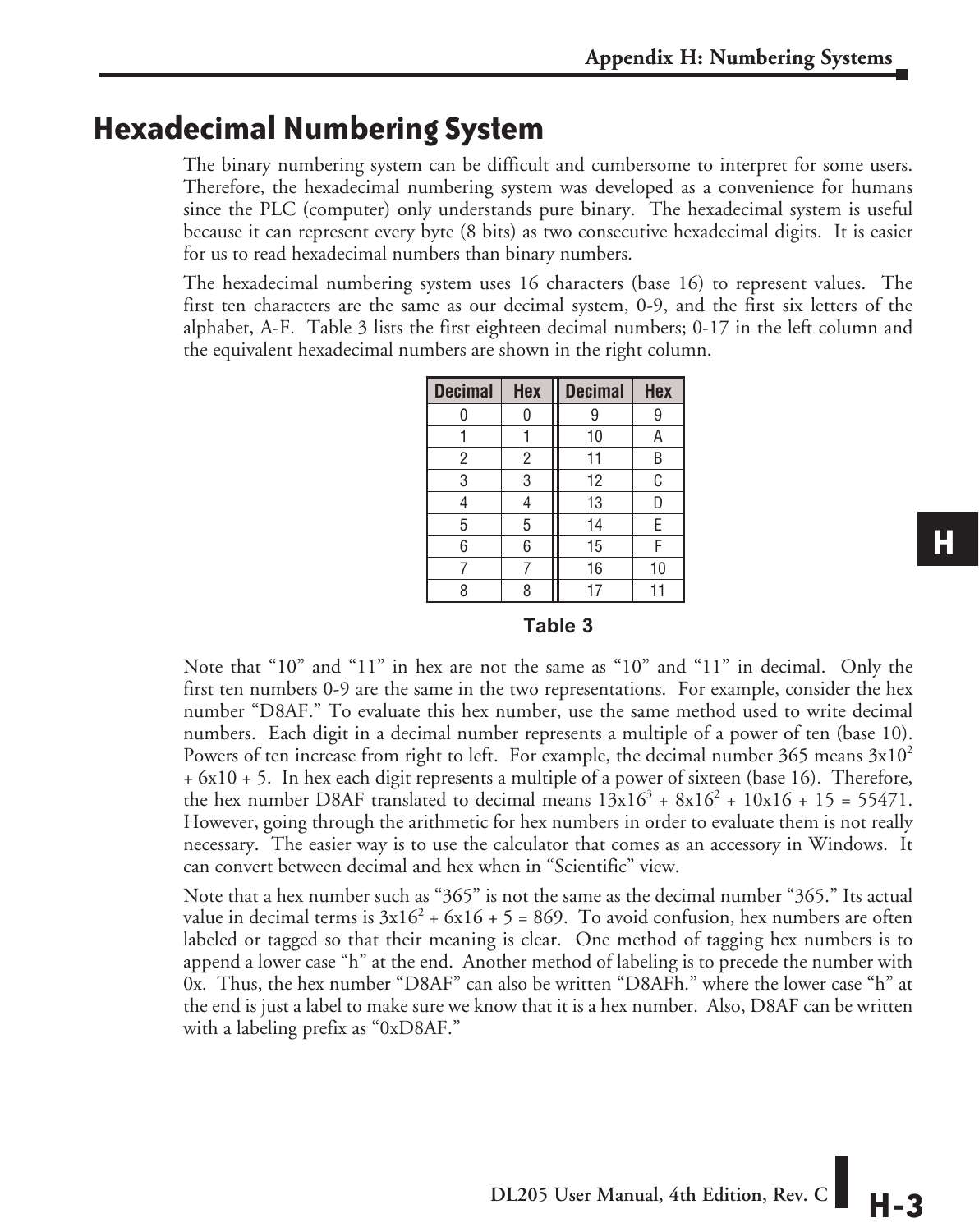## Hexadecimal Numbering System

The binary numbering system can be difficult and cumbersome to interpret for some users. Therefore, the hexadecimal numbering system was developed as a convenience for humans since the PLC (computer) only understands pure binary. The hexadecimal system is useful because it can represent every byte (8 bits) as two consecutive hexadecimal digits. It is easier for us to read hexadecimal numbers than binary numbers.

The hexadecimal numbering system uses 16 characters (base 16) to represent values. The first ten characters are the same as our decimal system, 0-9, and the first six letters of the alphabet, A-F. Table 3 lists the first eighteen decimal numbers; 0-17 in the left column and the equivalent hexadecimal numbers are shown in the right column.

| Decimal | Hex | Decimal | Hex |
|---|---|---|---|
| 0 | 0 | 9 | 9 |
| 1 | 1 | 10 | A |
| 2 | 2 | 11 | B |
| 3 | 3 | 12 | C |
| 4 | 4 | 13 | D |
| 5 | 5 | 14 | E |
| 6 | 6 | 15 | F |
| 7 | 7 | 16 | 10 |
| 8 | 8 | 17 | 11 |

**Table 3**

Note that "10" and "11" in hex are not the same as "10" and "11" in decimal. Only the first ten numbers 0-9 are the same in the two representations. For example, consider the hex number "D8AF." To evaluate this hex number, use the same method used to write decimal numbers. Each digit in a decimal number represents a multiple of a power of ten (base 10). Powers of ten increase from right to left. For example, the decimal number 365 means $3x10^2 + 6x10 + 5$. In hex each digit represents a multiple of a power of sixteen (base 16). Therefore, the hex number D8AF translated to decimal means $13x16^3 + 8x16^2 + 10x16 + 15 = 55471$. However, going through the arithmetic for hex numbers in order to evaluate them is not really necessary. The easier way is to use the calculator that comes as an accessory in Windows. It can convert between decimal and hex when in "Scientific" view.

Note that a hex number such as "365" is not the same as the decimal number "365." Its actual value in decimal terms is $3x16^2 + 6x16 + 5 = 869$. To avoid confusion, hex numbers are often labeled or tagged so that their meaning is clear. One method of tagging hex numbers is to append a lower case "h" at the end. Another method of labeling is to precede the number with 0x. Thus, the hex number "D8AF" can also be written "D8AFh." where the lower case "h" at the end is just a label to make sure we know that it is a hex number. Also, D8AF can be written with a labeling prefix as "0xD8AF."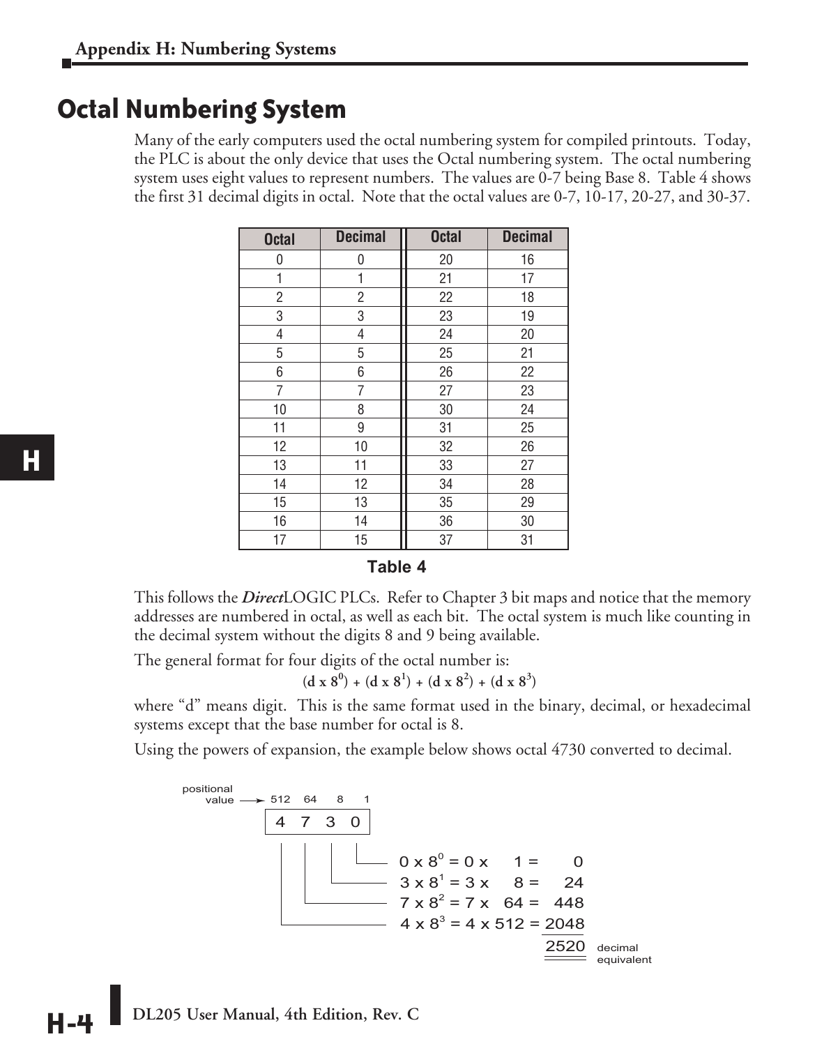## Octal Numbering System

Many of the early computers used the octal numbering system for compiled printouts. Today, the PLC is about the only device that uses the Octal numbering system. The octal numbering system uses eight values to represent numbers. The values are 0-7 being Base 8. Table 4 shows the first 31 decimal digits in octal. Note that the octal values are 0-7, 10-17, 20-27, and 30-37.

| Octal | Decimal | Octal | Decimal |
|---|---|---|---|
| 0 | 0 | 20 | 16 |
| 1 | 1 | 21 | 17 |
| 2 | 2 | 22 | 18 |
| 3 | 3 | 23 | 19 |
| 4 | 4 | 24 | 20 |
| 5 | 5 | 25 | 21 |
| 6 | 6 | 26 | 22 |
| 7 | 7 | 27 | 23 |
| 10 | 8 | 30 | 24 |
| 11 | 9 | 31 | 25 |
| 12 | 10 | 32 | 26 |
| 13 | 11 | 33 | 27 |
| 14 | 12 | 34 | 28 |
| 15 | 13 | 35 | 29 |
| 16 | 14 | 36 | 30 |
| 17 | 15 | 37 | 31 |

**Table 4**

This follows the ***Direct***LOGIC PLCs. Refer to Chapter 3 bit maps and notice that the memory addresses are numbered in octal, as well as each bit. The octal system is much like counting in the decimal system without the digits 8 and 9 being available.

The general format for four digits of the octal number is:

$$(d \times 8^0) + (d \times 8^1) + (d \times 8^2) + (d \times 8^3)$$

where "d" means digit. This is the same format used in the binary, decimal, or hexadecimal systems except that the base number for octal is 8.

Using the powers of expansion, the example below shows octal 4730 converted to decimal.

positional value → 512 64 8 1

4 7 3 0

$0 \times 8^0 = 0 \times 1 = 0$

$3 \times 8^1 = 3 \times 8 = 24$

$7 \times 8^2 = 7 \times 64 = 448$

$4 \times 8^3 = 4 \times 512 = 2048$

2520 decimal equivalent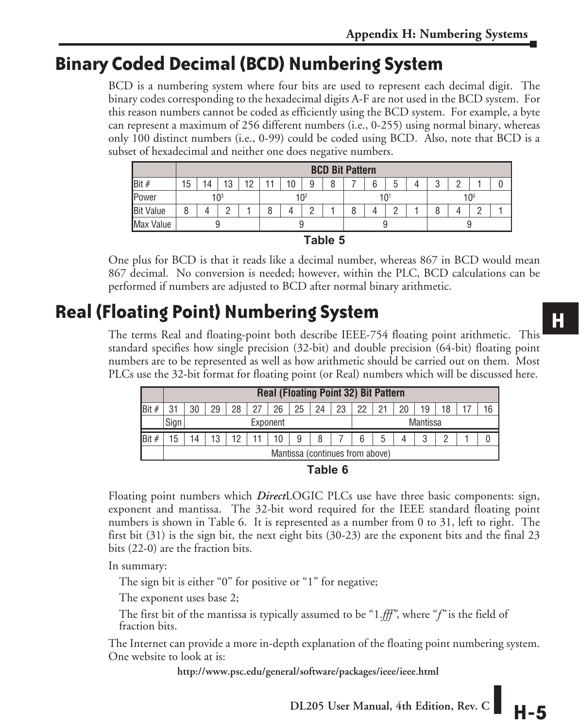# Binary Coded Decimal (BCD) Numbering System

BCD is a numbering system where four bits are used to represent each decimal digit. The binary codes corresponding to the hexadecimal digits A-F are not used in the BCD system. For this reason numbers cannot be coded as efficiently using the BCD system. For example, a byte can represent a maximum of 256 different numbers (i.e., 0-255) using normal binary, whereas only 100 distinct numbers (i.e., 0-99) could be coded using BCD. Also, note that BCD is a subset of hexadecimal and neither one does negative numbers.

| | BCD Bit Pattern | | | | | | | | | | | | | | | |
|---|---|---|---|---|---|---|---|---|---|---|---|---|---|---|---|---|
| Bit # | 15 | 14 | 13 | 12 | 11 | 10 | 9 | 8 | 7 | 6 | 5 | 4 | 3 | 2 | 1 | 0 |
| Power | $10^3$ | | | | $10^2$ | | | | $10^1$ | | | | $10^0$ | | | |
| Bit Value | 8 | 4 | 2 | 1 | 8 | 4 | 2 | 1 | 8 | 4 | 2 | 1 | 8 | 4 | 2 | 1 |
| Max Value | 9 | | | | 9 | | | | 9 | | | | 9 | | | |

**Table 5**

One plus for BCD is that it reads like a decimal number, whereas 867 in BCD would mean 867 decimal. No conversion is needed; however, within the PLC, BCD calculations can be performed if numbers are adjusted to BCD after normal binary arithmetic.

# Real (Floating Point) Numbering System

The terms Real and floating-point both describe IEEE-754 floating point arithmetic. This standard specifies how single precision (32-bit) and double precision (64-bit) floating point numbers are to be represented as well as how arithmetic should be carried out on them. Most PLCs use the 32-bit format for floating point (or Real) numbers which will be discussed here.

| | Real (Floating Point 32) Bit Pattern | | | | | | | | | | | | | | | |
|---|---|---|---|---|---|---|---|---|---|---|---|---|---|---|---|---|
| Bit # | 31 | 30 | 29 | 28 | 27 | 26 | 25 | 24 | 23 | 22 | 21 | 20 | 19 | 18 | 17 | 16 |
| | Sign | Exponent | | | | | | | | Mantissa | | | | | | |
| Bit # | 15 | 14 | 13 | 12 | 11 | 10 | 9 | 8 | 7 | 6 | 5 | 4 | 3 | 2 | 1 | 0 |
| | Mantissa (continues from above) | | | | | | | | | | | | | | | |

**Table 6**

Floating point numbers which ***Direct***LOGIC PLCs use have three basic components: sign, exponent and mantissa. The 32-bit word required for the IEEE standard floating point numbers is shown in Table 6. It is represented as a number from 0 to 31, left to right. The first bit (31) is the sign bit, the next eight bits (30-23) are the exponent bits and the final 23 bits (22-0) are the fraction bits.

In summary:

The sign bit is either "0" for positive or "1" for negative;

The exponent uses base 2;

The first bit of the mantissa is typically assumed to be "1.*fff*", where "*f*" is the field of fraction bits.

The Internet can provide a more in-depth explanation of the floating point numbering system. One website to look at is:

**http://www.psc.edu/general/software/packages/ieee/ieee.html**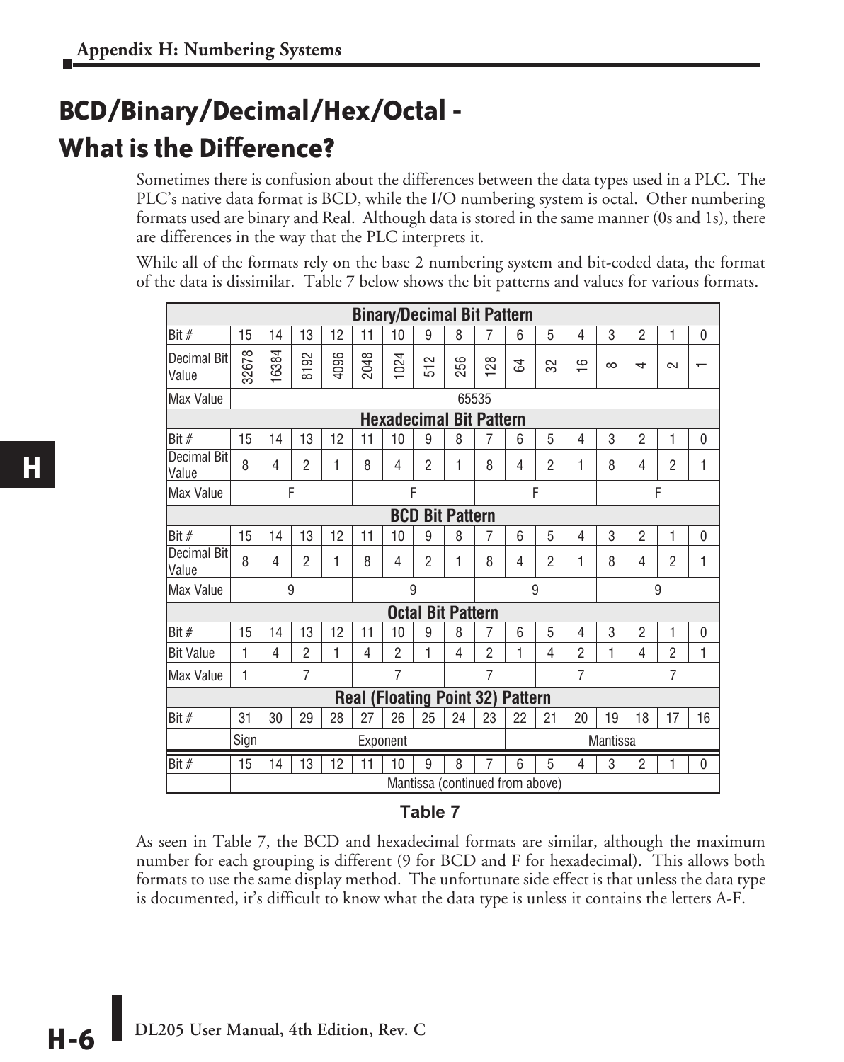# BCD/Binary/Decimal/Hex/Octal - What is the Difference?

Sometimes there is confusion about the differences between the data types used in a PLC. The PLC's native data format is BCD, while the I/O numbering system is octal. Other numbering formats used are binary and Real. Although data is stored in the same manner (0s and 1s), there are differences in the way that the PLC interprets it.

While all of the formats rely on the base 2 numbering system and bit-coded data, the format of the data is dissimilar. Table 7 below shows the bit patterns and values for various formats.

| **Binary/Decimal Bit Pattern** | | | | | | | | | | | | | | | | |
|---|---|---|---|---|---|---|---|---|---|---|---|---|---|---|---|---|
| Bit # | 15 | 14 | 13 | 12 | 11 | 10 | 9 | 8 | 7 | 6 | 5 | 4 | 3 | 2 | 1 | 0 |
| Decimal Bit Value | 32678 | 16384 | 8192 | 4096 | 2048 | 1024 | 512 | 256 | 128 | 64 | 32 | 16 | 8 | 4 | 2 | 1 |
| Max Value | 65535 | | | | | | | | | | | | | | | |
| **Hexadecimal Bit Pattern** | | | | | | | | | | | | | | | | |
| Bit # | 15 | 14 | 13 | 12 | 11 | 10 | 9 | 8 | 7 | 6 | 5 | 4 | 3 | 2 | 1 | 0 |
| Decimal Bit Value | 8 | 4 | 2 | 1 | 8 | 4 | 2 | 1 | 8 | 4 | 2 | 1 | 8 | 4 | 2 | 1 |
| Max Value | F | | | | F | | | | F | | | | F | | | |
| **BCD Bit Pattern** | | | | | | | | | | | | | | | | |
| Bit # | 15 | 14 | 13 | 12 | 11 | 10 | 9 | 8 | 7 | 6 | 5 | 4 | 3 | 2 | 1 | 0 |
| Decimal Bit Value | 8 | 4 | 2 | 1 | 8 | 4 | 2 | 1 | 8 | 4 | 2 | 1 | 8 | 4 | 2 | 1 |
| Max Value | 9 | | | | 9 | | | | 9 | | | | 9 | | | |
| **Octal Bit Pattern** | | | | | | | | | | | | | | | | |
| Bit # | 15 | 14 | 13 | 12 | 11 | 10 | 9 | 8 | 7 | 6 | 5 | 4 | 3 | 2 | 1 | 0 |
| Bit Value | 1 | 4 | 2 | 1 | 4 | 2 | 1 | 4 | 2 | 1 | 4 | 2 | 1 | 4 | 2 | 1 |
| Max Value | 1 | 7 | | | 7 | | | 7 | | | 7 | | | 7 | | |
| **Real (Floating Point 32) Pattern** | | | | | | | | | | | | | | | | |
| Bit # | 31 | 30 | 29 | 28 | 27 | 26 | 25 | 24 | 23 | 22 | 21 | 20 | 19 | 18 | 17 | 16 |
| | Sign | Exponent | | | | | | | | Mantissa | | | | | | |
| Bit # | 15 | 14 | 13 | 12 | 11 | 10 | 9 | 8 | 7 | 6 | 5 | 4 | 3 | 2 | 1 | 0 |
| | Mantissa (continued from above) | | | | | | | | | | | | | | | |

**Table 7**

As seen in Table 7, the BCD and hexadecimal formats are similar, although the maximum number for each grouping is different (9 for BCD and F for hexadecimal). This allows both formats to use the same display method. The unfortunate side effect is that unless the data type is documented, it's difficult to know what the data type is unless it contains the letters A-F.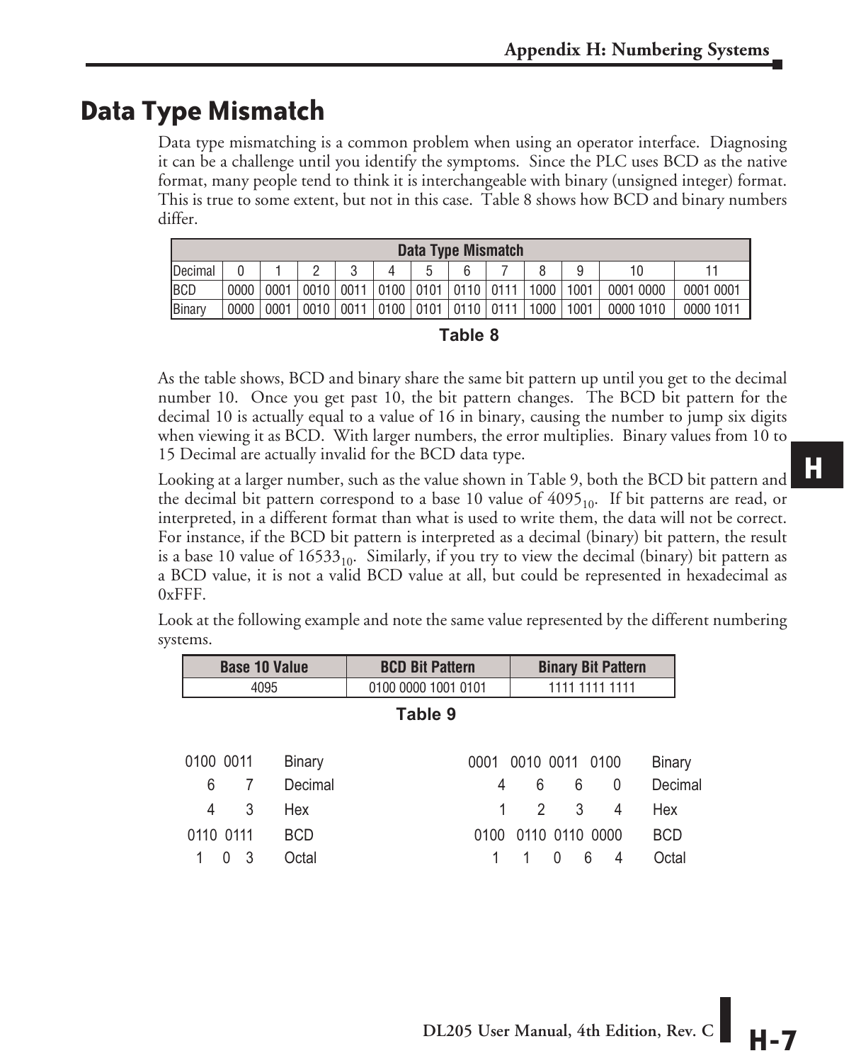## Data Type Mismatch

Data type mismatching is a common problem when using an operator interface. Diagnosing it can be a challenge until you identify the symptoms. Since the PLC uses BCD as the native format, many people tend to think it is interchangeable with binary (unsigned integer) format. This is true to some extent, but not in this case. Table 8 shows how BCD and binary numbers differ.

| Data Type Mismatch | | | | | | | | | | | | |
|---|---|---|---|---|---|---|---|---|---|---|---|---|
| Decimal | 0 | 1 | 2 | 3 | 4 | 5 | 6 | 7 | 8 | 9 | 10 | 11 |
| BCD | 0000 | 0001 | 0010 | 0011 | 0100 | 0101 | 0110 | 0111 | 1000 | 1001 | 0001 0000 | 0001 0001 |
| Binary | 0000 | 0001 | 0010 | 0011 | 0100 | 0101 | 0110 | 0111 | 1000 | 1001 | 0000 1010 | 0000 1011 |

**Table 8**

As the table shows, BCD and binary share the same bit pattern up until you get to the decimal number 10. Once you get past 10, the bit pattern changes. The BCD bit pattern for the decimal 10 is actually equal to a value of 16 in binary, causing the number to jump six digits when viewing it as BCD. With larger numbers, the error multiplies. Binary values from 10 to 15 Decimal are actually invalid for the BCD data type.

Looking at a larger number, such as the value shown in Table 9, both the BCD bit pattern and the decimal bit pattern correspond to a base 10 value of $4095_{10}$. If bit patterns are read, or interpreted, in a different format than what is used to write them, the data will not be correct. For instance, if the BCD bit pattern is interpreted as a decimal (binary) bit pattern, the result is a base 10 value of $16533_{10}$. Similarly, if you try to view the decimal (binary) bit pattern as a BCD value, it is not a valid BCD value at all, but could be represented in hexadecimal as 0xFFF.

Look at the following example and note the same value represented by the different numbering systems.

| Base 10 Value | BCD Bit Pattern | Binary Bit Pattern |
|---|---|---|
| 4095 | 0100 0000 1001 0101 | 1111 1111 1111 |

**Table 9**

| Value | System |
|---|---|
| 0100 0011 | Binary |
| 6 7 | Decimal |
| 4 3 | Hex |
| 0110 0111 | BCD |
| 1 0 3 | Octal |

| Value | System |
|---|---|
| 0001 0010 0011 0100 | Binary |
| 4 6 6 0 | Decimal |
| 1 2 3 4 | Hex |
| 0100 0110 0110 0000 | BCD |
| 1 1 0 6 4 | Octal |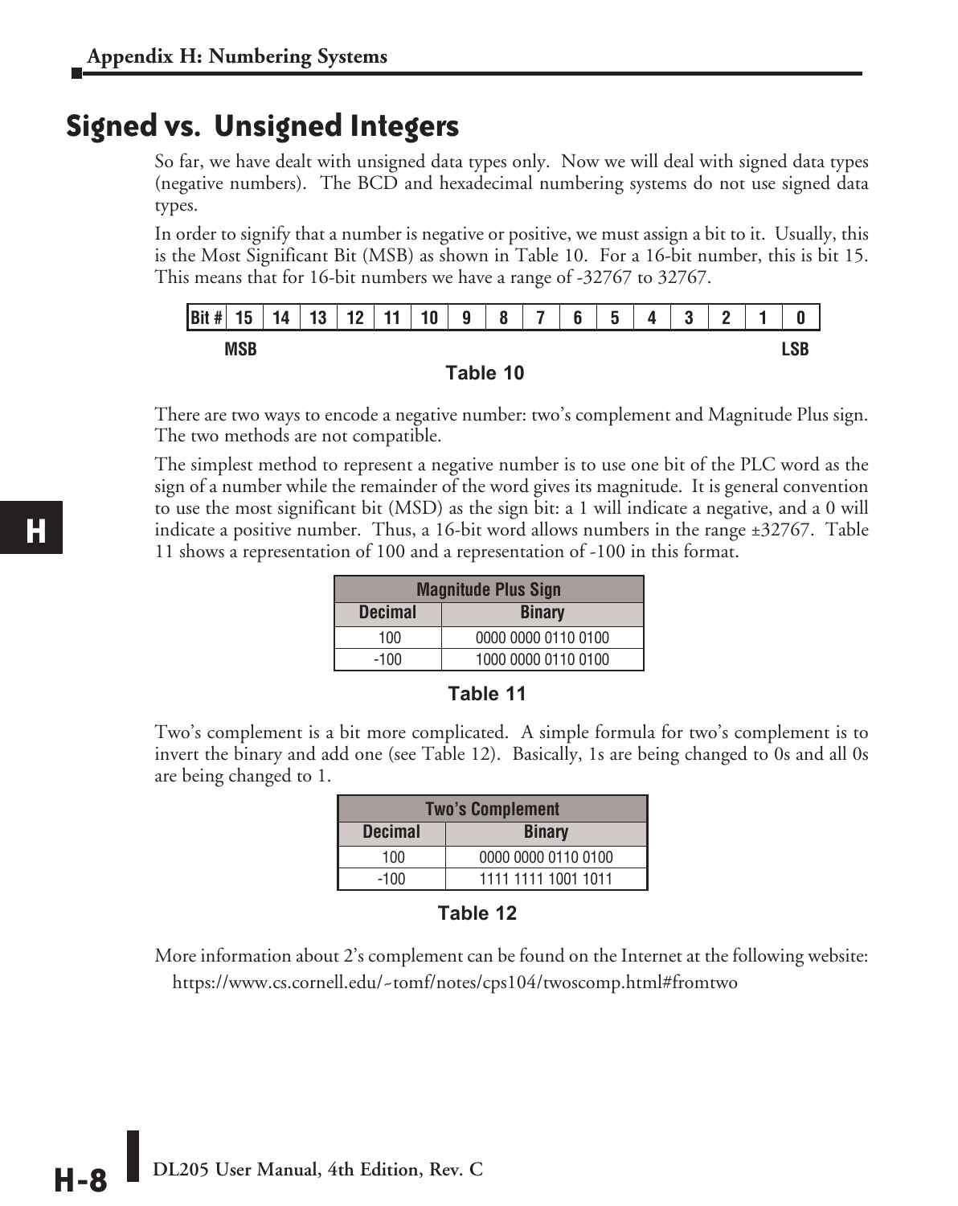## Signed vs. Unsigned Integers

So far, we have dealt with unsigned data types only. Now we will deal with signed data types (negative numbers). The BCD and hexadecimal numbering systems do not use signed data types.

In order to signify that a number is negative or positive, we must assign a bit to it. Usually, this is the Most Significant Bit (MSB) as shown in Table 10. For a 16-bit number, this is bit 15. This means that for 16-bit numbers we have a range of -32767 to 32767.

| Bit # | 15 | 14 | 13 | 12 | 11 | 10 | 9 | 8 | 7 | 6 | 5 | 4 | 3 | 2 | 1 | 0 |
|---|---|---|---|---|---|---|---|---|---|---|---|---|---|---|---|---|
| | MSB | | | | | | | | | | | | | | | LSB |

Table 10

There are two ways to encode a negative number: two's complement and Magnitude Plus sign. The two methods are not compatible.

The simplest method to represent a negative number is to use one bit of the PLC word as the sign of a number while the remainder of the word gives its magnitude. It is general convention to use the most significant bit (MSD) as the sign bit: a 1 will indicate a negative, and a 0 will indicate a positive number. Thus, a 16-bit word allows numbers in the range ±32767. Table 11 shows a representation of 100 and a representation of -100 in this format.

| Magnitude Plus Sign | |
|---|---|
| **Decimal** | **Binary** |
| 100 | 0000 0000 0110 0100 |
| -100 | 1000 0000 0110 0100 |

Table 11

Two's complement is a bit more complicated. A simple formula for two's complement is to invert the binary and add one (see Table 12). Basically, 1s are being changed to 0s and all 0s are being changed to 1.

| Two's Complement | |
|---|---|
| **Decimal** | **Binary** |
| 100 | 0000 0000 0110 0100 |
| -100 | 1111 1111 1001 1011 |

Table 12

More information about 2's complement can be found on the Internet at the following website:

https://www.cs.cornell.edu/~tomf/notes/cps104/twoscomp.html#fromtwo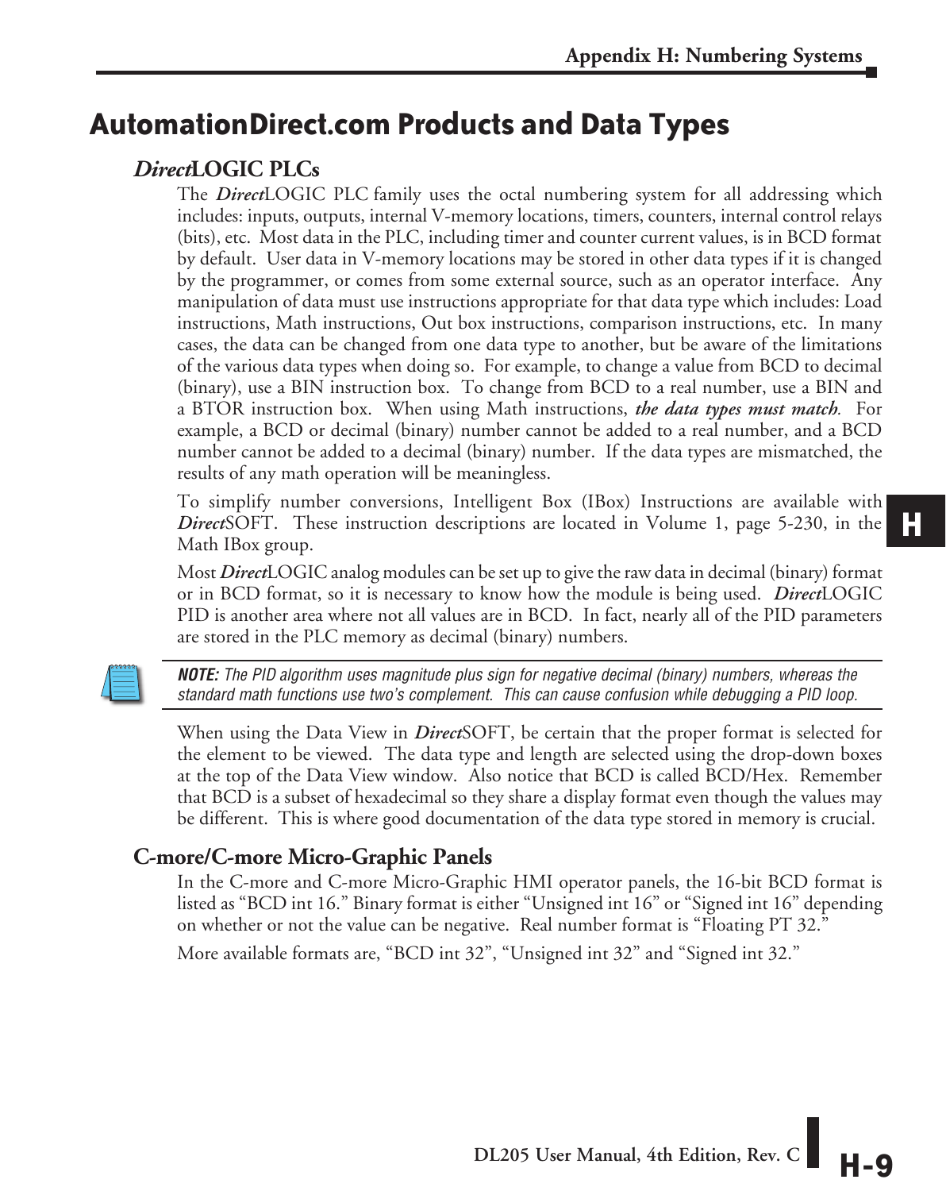# AutomationDirect.com Products and Data Types

## *Direct*LOGIC PLCs

The ***Direct***LOGIC PLC family uses the octal numbering system for all addressing which includes: inputs, outputs, internal V-memory locations, timers, counters, internal control relays (bits), etc. Most data in the PLC, including timer and counter current values, is in BCD format by default. User data in V-memory locations may be stored in other data types if it is changed by the programmer, or comes from some external source, such as an operator interface. Any manipulation of data must use instructions appropriate for that data type which includes: Load instructions, Math instructions, Out box instructions, comparison instructions, etc. In many cases, the data can be changed from one data type to another, but be aware of the limitations of the various data types when doing so. For example, to change a value from BCD to decimal (binary), use a BIN instruction box. To change from BCD to a real number, use a BIN and a BTOR instruction box. When using Math instructions, ***the data types must match***. For example, a BCD or decimal (binary) number cannot be added to a real number, and a BCD number cannot be added to a decimal (binary) number. If the data types are mismatched, the results of any math operation will be meaningless.

To simplify number conversions, Intelligent Box (IBox) Instructions are available with ***Direct***SOFT. These instruction descriptions are located in Volume 1, page 5-230, in the Math IBox group.

Most ***Direct***LOGIC analog modules can be set up to give the raw data in decimal (binary) format or in BCD format, so it is necessary to know how the module is being used. ***Direct***LOGIC PID is another area where not all values are in BCD. In fact, nearly all of the PID parameters are stored in the PLC memory as decimal (binary) numbers.

> ***NOTE:*** *The PID algorithm uses magnitude plus sign for negative decimal (binary) numbers, whereas the standard math functions use two's complement. This can cause confusion while debugging a PID loop.*

When using the Data View in ***Direct***SOFT, be certain that the proper format is selected for the element to be viewed. The data type and length are selected using the drop-down boxes at the top of the Data View window. Also notice that BCD is called BCD/Hex. Remember that BCD is a subset of hexadecimal so they share a display format even though the values may be different. This is where good documentation of the data type stored in memory is crucial.

## C-more/C-more Micro-Graphic Panels

In the C-more and C-more Micro-Graphic HMI operator panels, the 16-bit BCD format is listed as "BCD int 16." Binary format is either "Unsigned int 16" or "Signed int 16" depending on whether or not the value can be negative. Real number format is "Floating PT 32."

More available formats are, "BCD int 32", "Unsigned int 32" and "Signed int 32."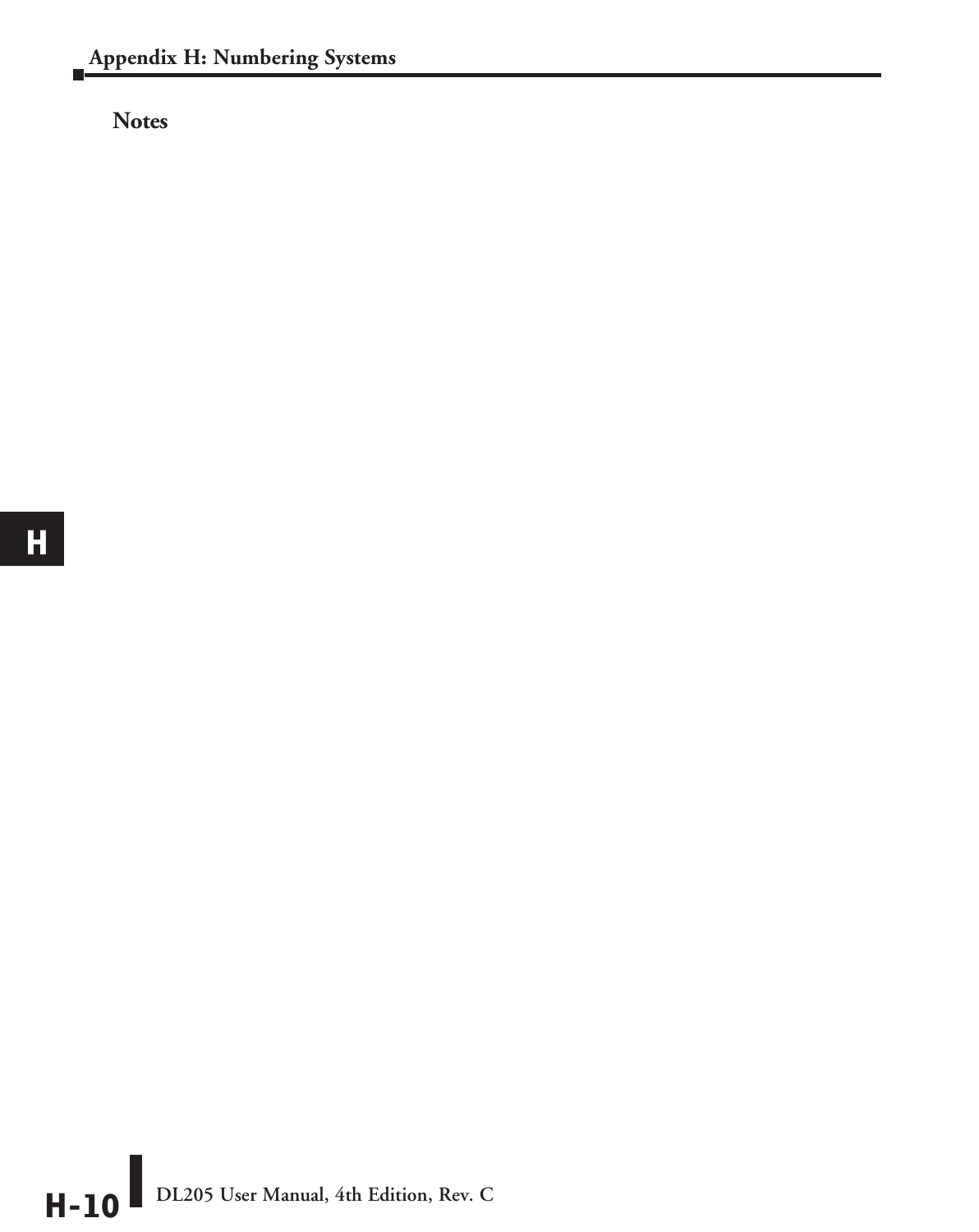## Notes